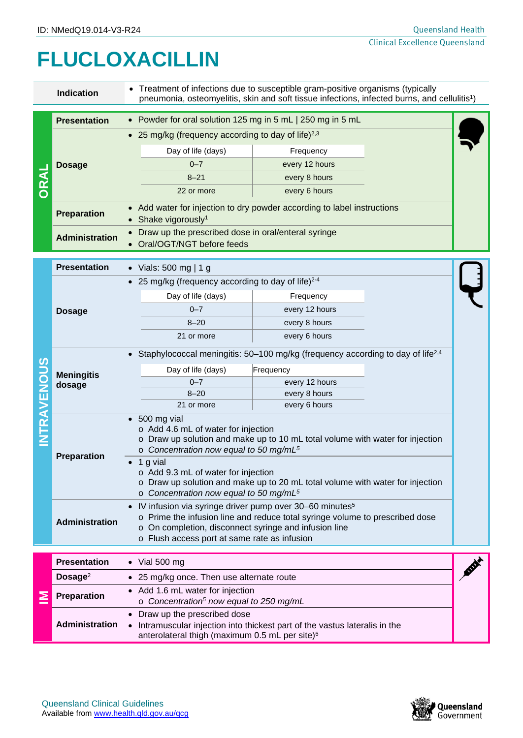ID: NMedQ19.014-V3-R24

Queensland Health
Clinical Excellence Queensland

# FLUCLOXACILLIN

| | |
|---|---|
| **Indication** | Treatment of infections due to susceptible gram-positive organisms (typically pneumonia, osteomyelitis, skin and soft tissue infections, infected burns, and cellulitis[1]) |

## ORAL

**Presentation**
- Powder for oral solution 125 mg in 5 mL | 250 mg in 5 mL

**Dosage**
- 25 mg/kg (frequency according to day of life)[2,3]

| Day of life (days) | Frequency |
|---|---|
| 0–7 | every 12 hours |
| 8–21 | every 8 hours |
| 22 or more | every 6 hours |

**Preparation**
- Add water for injection to dry powder according to label instructions
- Shake vigorously[1]

**Administration**
- Draw up the prescribed dose in oral/enteral syringe
- Oral/OGT/NGT before feeds

## INTRAVENOUS

**Presentation**
- Vials: 500 mg | 1 g

**Dosage**
- 25 mg/kg (frequency according to day of life)[2-4]

| Day of life (days) | Frequency |
|---|---|
| 0–7 | every 12 hours |
| 8–20 | every 8 hours |
| 21 or more | every 6 hours |

**Meningitis dosage**
- Staphylococcal meningitis: 50–100 mg/kg (frequency according to day of life[2,4]

| Day of life (days) | Frequency |
|---|---|
| 0–7 | every 12 hours |
| 8–20 | every 8 hours |
| 21 or more | every 6 hours |

**Preparation**
- 500 mg vial
  - Add 4.6 mL of water for injection
  - Draw up solution and make up to 10 mL total volume with water for injection
  - *Concentration now equal to 50 mg/mL*[5]
- 1 g vial
  - Add 9.3 mL of water for injection
  - Draw up solution and make up to 20 mL total volume with water for injection
  - *Concentration now equal to 50 mg/mL*[5]

**Administration**
- IV infusion via syringe driver pump over 30–60 minutes[5]
  - Prime the infusion line and reduce total syringe volume to prescribed dose
  - On completion, disconnect syringe and infusion line
  - Flush access port at same rate as infusion

## IM

**Presentation**
- Vial 500 mg

**Dosage**[2]
- 25 mg/kg once. Then use alternate route

**Preparation**
- Add 1.6 mL water for injection
  - *Concentration*[5] *now equal to 250 mg/mL*

**Administration**
- Draw up the prescribed dose
- Intramuscular injection into thickest part of the vastus lateralis in the anterolateral thigh (maximum 0.5 mL per site)[6]

Queensland Clinical Guidelines
Available from www.health.qld.gov.au/qcg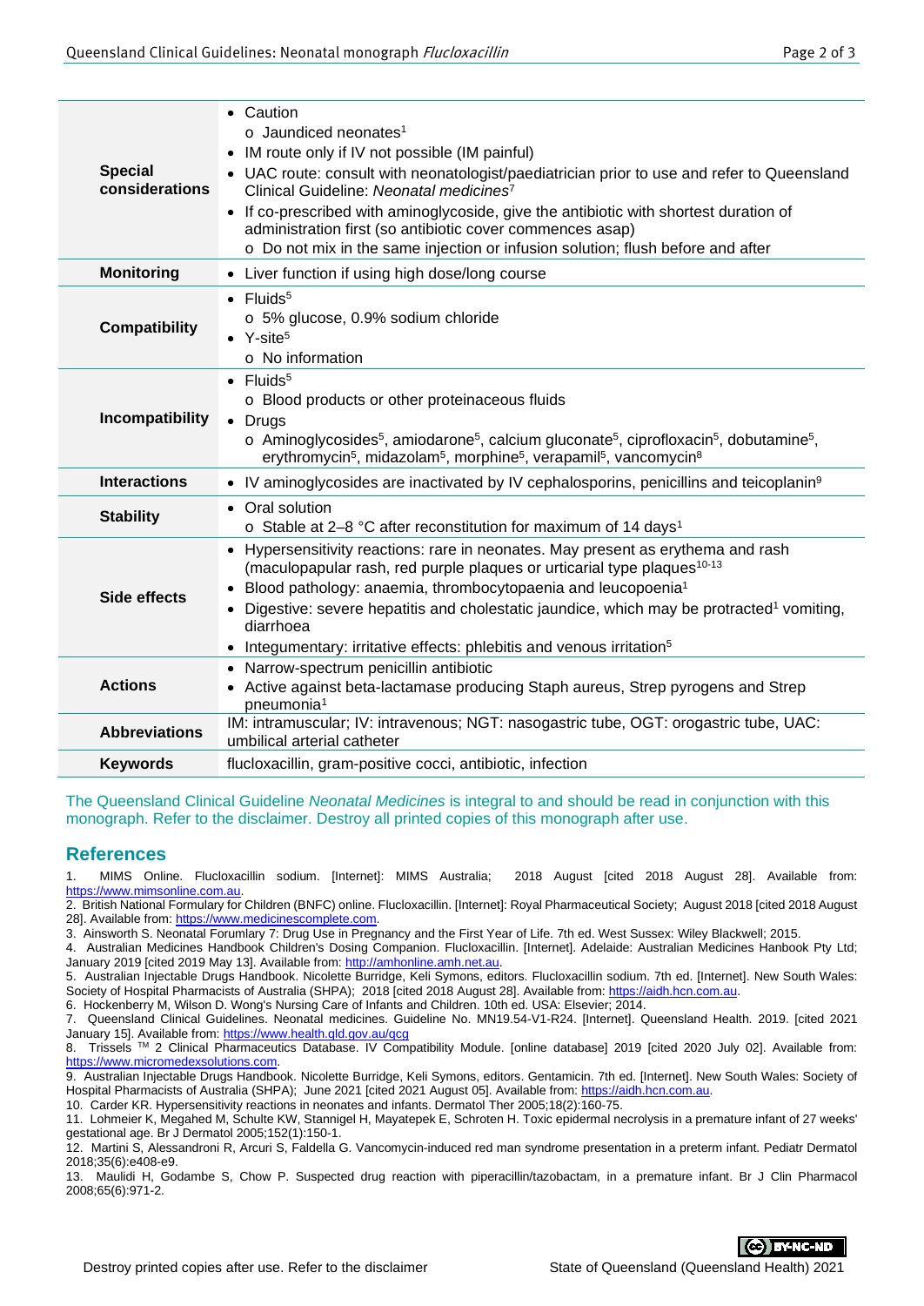| | |
|---|---|
| **Special considerations** | • Caution<br>o Jaundiced neonates[1]<br>• IM route only if IV not possible (IM painful)<br>• UAC route: consult with neonatologist/paediatrician prior to use and refer to Queensland Clinical Guideline: *Neonatal medicines*[7]<br>• If co-prescribed with aminoglycoside, give the antibiotic with shortest duration of administration first (so antibiotic cover commences asap)<br>o Do not mix in the same injection or infusion solution; flush before and after |
| **Monitoring** | • Liver function if using high dose/long course |
| **Compatibility** | • Fluids[5]<br>o 5% glucose, 0.9% sodium chloride<br>• Y-site[5]<br>o No information |
| **Incompatibility** | • Fluids[5]<br>o Blood products or other proteinaceous fluids<br>• Drugs<br>o Aminoglycosides[5], amiodarone[5], calcium gluconate[5], ciprofloxacin[5], dobutamine[5], erythromycin[5], midazolam[5], morphine[5], verapamil[5], vancomycin[8] |
| **Interactions** | • IV aminoglycosides are inactivated by IV cephalosporins, penicillins and teicoplanin[9] |
| **Stability** | • Oral solution<br>o Stable at 2–8 °C after reconstitution for maximum of 14 days[1] |
| **Side effects** | • Hypersensitivity reactions: rare in neonates. May present as erythema and rash (maculopapular rash, red purple plaques or urticarial type plaques[10-13]<br>• Blood pathology: anaemia, thrombocytopaenia and leucopoenia[1]<br>• Digestive: severe hepatitis and cholestatic jaundice, which may be protracted[1] vomiting, diarrhoea<br>• Integumentary: irritative effects: phlebitis and venous irritation[5] |
| **Actions** | • Narrow-spectrum penicillin antibiotic<br>• Active against beta-lactamase producing Staph aureus, Strep pyrogens and Strep pneumonia[1] |
| **Abbreviations** | IM: intramuscular; IV: intravenous; NGT: nasogastric tube, OGT: orogastric tube, UAC: umbilical arterial catheter |
| **Keywords** | flucloxacillin, gram-positive cocci, antibiotic, infection |

The Queensland Clinical Guideline *Neonatal Medicines* is integral to and should be read in conjunction with this monograph. Refer to the disclaimer. Destroy all printed copies of this monograph after use.

## References

1. MIMS Online. Flucloxacillin sodium. [Internet]: MIMS Australia; 2018 August [cited 2018 August 28]. Available from: https://www.mimsonline.com.au.
2. British National Formulary for Children (BNFC) online. Flucloxacillin. [Internet]: Royal Pharmaceutical Society; August 2018 [cited 2018 August 28]. Available from: https://www.medicinescomplete.com.
3. Ainsworth S. Neonatal Forumlary 7: Drug Use in Pregnancy and the First Year of Life. 7th ed. West Sussex: Wiley Blackwell; 2015.
4. Australian Medicines Handbook Children's Dosing Companion. Flucloxacillin. [Internet]. Adelaide: Australian Medicines Hanbook Pty Ltd; January 2019 [cited 2019 May 13]. Available from: http://amhonline.amh.net.au.
5. Australian Injectable Drugs Handbook. Nicolette Burridge, Keli Symons, editors. Flucloxacillin sodium. 7th ed. [Internet]. New South Wales: Society of Hospital Pharmacists of Australia (SHPA); 2018 [cited 2018 August 28]. Available from: https://aidh.hcn.com.au.
6. Hockenberry M, Wilson D. Wong's Nursing Care of Infants and Children. 10th ed. USA: Elsevier; 2014.
7. Queensland Clinical Guidelines. Neonatal medicines. Guideline No. MN19.54-V1-R24. [Internet]. Queensland Health. 2019. [cited 2021 January 15]. Available from: https://www.health.qld.gov.au/qcg
8. Trissels ™ 2 Clinical Pharmaceutics Database. IV Compatibility Module. [online database] 2019 [cited 2020 July 02]. Available from: https://www.micromedexsolutions.com.
9. Australian Injectable Drugs Handbook. Nicolette Burridge, Keli Symons, editors. Gentamicin. 7th ed. [Internet]. New South Wales: Society of Hospital Pharmacists of Australia (SHPA); June 2021 [cited 2021 August 05]. Available from: https://aidh.hcn.com.au.
10. Carder KR. Hypersensitivity reactions in neonates and infants. Dermatol Ther 2005;18(2):160-75.
11. Lohmeier K, Megahed M, Schulte KW, Stannigel H, Mayatepek E, Schroten H. Toxic epidermal necrolysis in a premature infant of 27 weeks' gestational age. Br J Dermatol 2005;152(1):150-1.
12. Martini S, Alessandroni R, Arcuri S, Faldella G. Vancomycin-induced red man syndrome presentation in a preterm infant. Pediatr Dermatol 2018;35(6):e408-e9.
13. Maulidi H, Godambe S, Chow P. Suspected drug reaction with piperacillin/tazobactam, in a premature infant. Br J Clin Pharmacol 2008;65(6):971-2.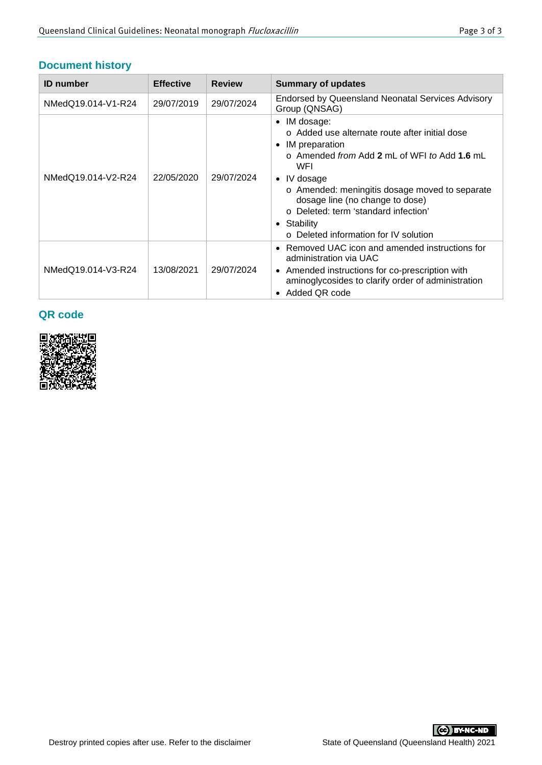## Document history

| ID number | Effective | Review | Summary of updates |
|---|---|---|---|
| NMedQ19.014-V1-R24 | 29/07/2019 | 29/07/2024 | Endorsed by Queensland Neonatal Services Advisory Group (QNSAG) |
| NMedQ19.014-V2-R24 | 22/05/2020 | 29/07/2024 | • IM dosage:<br>o Added use alternate route after initial dose<br>• IM preparation<br>o Amended *from* Add **2** mL of WFI *to* Add **1.6** mL WFI<br>• IV dosage<br>o Amended: meningitis dosage moved to separate dosage line (no change to dose)<br>o Deleted: term 'standard infection'<br>• Stability<br>o Deleted information for IV solution |
| NMedQ19.014-V3-R24 | 13/08/2021 | 29/07/2024 | • Removed UAC icon and amended instructions for administration via UAC<br>• Amended instructions for co-prescription with aminoglycosides to clarify order of administration<br>• Added QR code |

## QR code

Destroy printed copies after use. Refer to the disclaimer

State of Queensland (Queensland Health) 2021